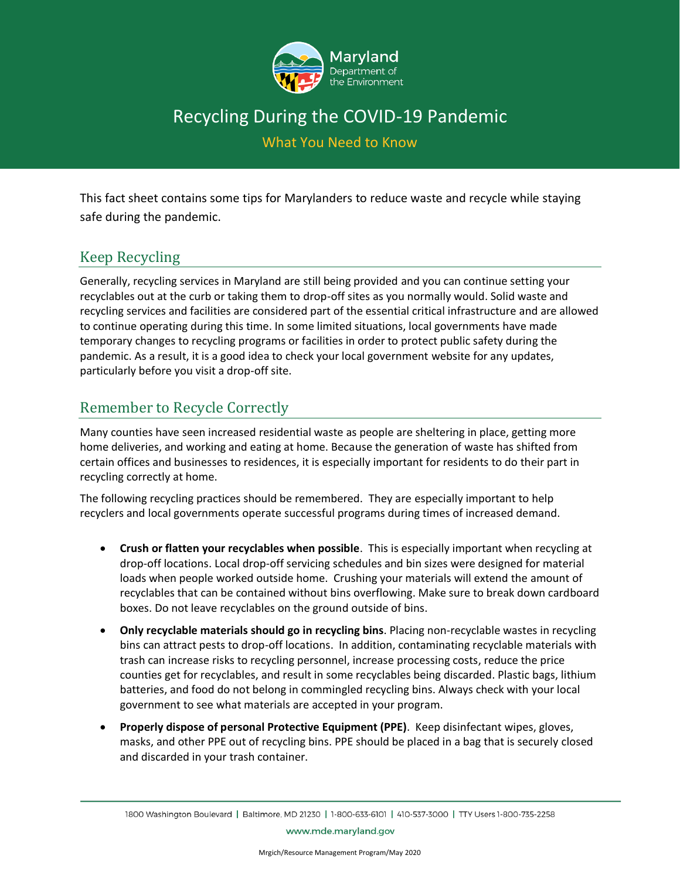Maryland Department of the Environment

# Recycling During the COVID-19 Pandemic

What You Need to Know

This fact sheet contains some tips for Marylanders to reduce waste and recycle while staying safe during the pandemic.

## Keep Recycling

Generally, recycling services in Maryland are still being provided and you can continue setting your recyclables out at the curb or taking them to drop-off sites as you normally would. Solid waste and recycling services and facilities are considered part of the essential critical infrastructure and are allowed to continue operating during this time. In some limited situations, local governments have made temporary changes to recycling programs or facilities in order to protect public safety during the pandemic. As a result, it is a good idea to check your local government website for any updates, particularly before you visit a drop-off site.

## Remember to Recycle Correctly

Many counties have seen increased residential waste as people are sheltering in place, getting more home deliveries, and working and eating at home. Because the generation of waste has shifted from certain offices and businesses to residences, it is especially important for residents to do their part in recycling correctly at home.

The following recycling practices should be remembered. They are especially important to help recyclers and local governments operate successful programs during times of increased demand.

- **Crush or flatten your recyclables when possible**. This is especially important when recycling at drop-off locations. Local drop-off servicing schedules and bin sizes were designed for material loads when people worked outside home. Crushing your materials will extend the amount of recyclables that can be contained without bins overflowing. Make sure to break down cardboard boxes. Do not leave recyclables on the ground outside of bins.
- **Only recyclable materials should go in recycling bins**. Placing non-recyclable wastes in recycling bins can attract pests to drop-off locations. In addition, contaminating recyclable materials with trash can increase risks to recycling personnel, increase processing costs, reduce the price counties get for recyclables, and result in some recyclables being discarded. Plastic bags, lithium batteries, and food do not belong in commingled recycling bins. Always check with your local government to see what materials are accepted in your program.
- **Properly dispose of personal Protective Equipment (PPE)**. Keep disinfectant wipes, gloves, masks, and other PPE out of recycling bins. PPE should be placed in a bag that is securely closed and discarded in your trash container.

1800 Washington Boulevard | Baltimore, MD 21230 | 1-800-633-6101 | 410-537-3000 | TTY Users 1-800-735-2258

www.mde.maryland.gov

Mrgich/Resource Management Program/May 2020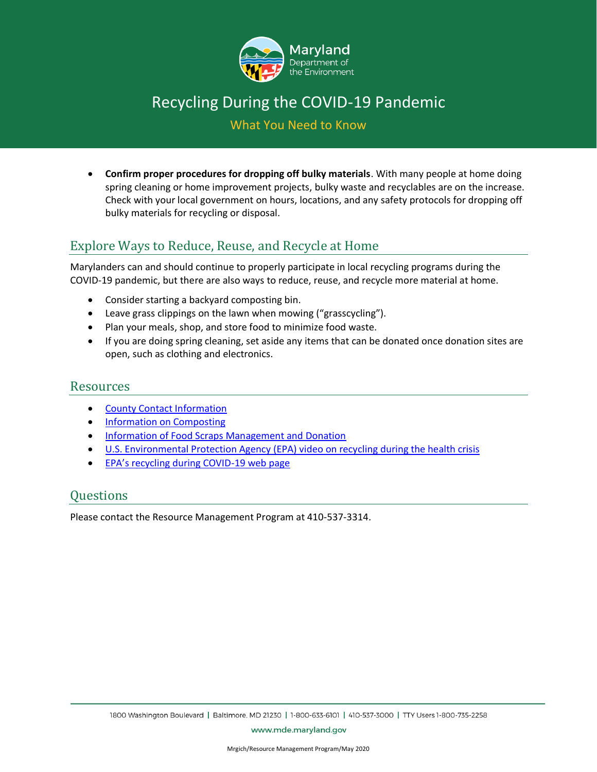# Recycling During the COVID-19 Pandemic

What You Need to Know

- **Confirm proper procedures for dropping off bulky materials**. With many people at home doing spring cleaning or home improvement projects, bulky waste and recyclables are on the increase. Check with your local government on hours, locations, and any safety protocols for dropping off bulky materials for recycling or disposal.

## Explore Ways to Reduce, Reuse, and Recycle at Home

Marylanders can and should continue to properly participate in local recycling programs during the COVID-19 pandemic, but there are also ways to reduce, reuse, and recycle more material at home.

- Consider starting a backyard composting bin.
- Leave grass clippings on the lawn when mowing ("grasscycling").
- Plan your meals, shop, and store food to minimize food waste.
- If you are doing spring cleaning, set aside any items that can be donated once donation sites are open, such as clothing and electronics.

## Resources

- County Contact Information
- Information on Composting
- Information of Food Scraps Management and Donation
- U.S. Environmental Protection Agency (EPA) video on recycling during the health crisis
- EPA's recycling during COVID-19 web page

## Questions

Please contact the Resource Management Program at 410-537-3314.

1800 Washington Boulevard | Baltimore, MD 21230 | 1-800-633-6101 | 410-537-3000 | TTY Users 1-800-735-2258

www.mde.maryland.gov

Mrgich/Resource Management Program/May 2020